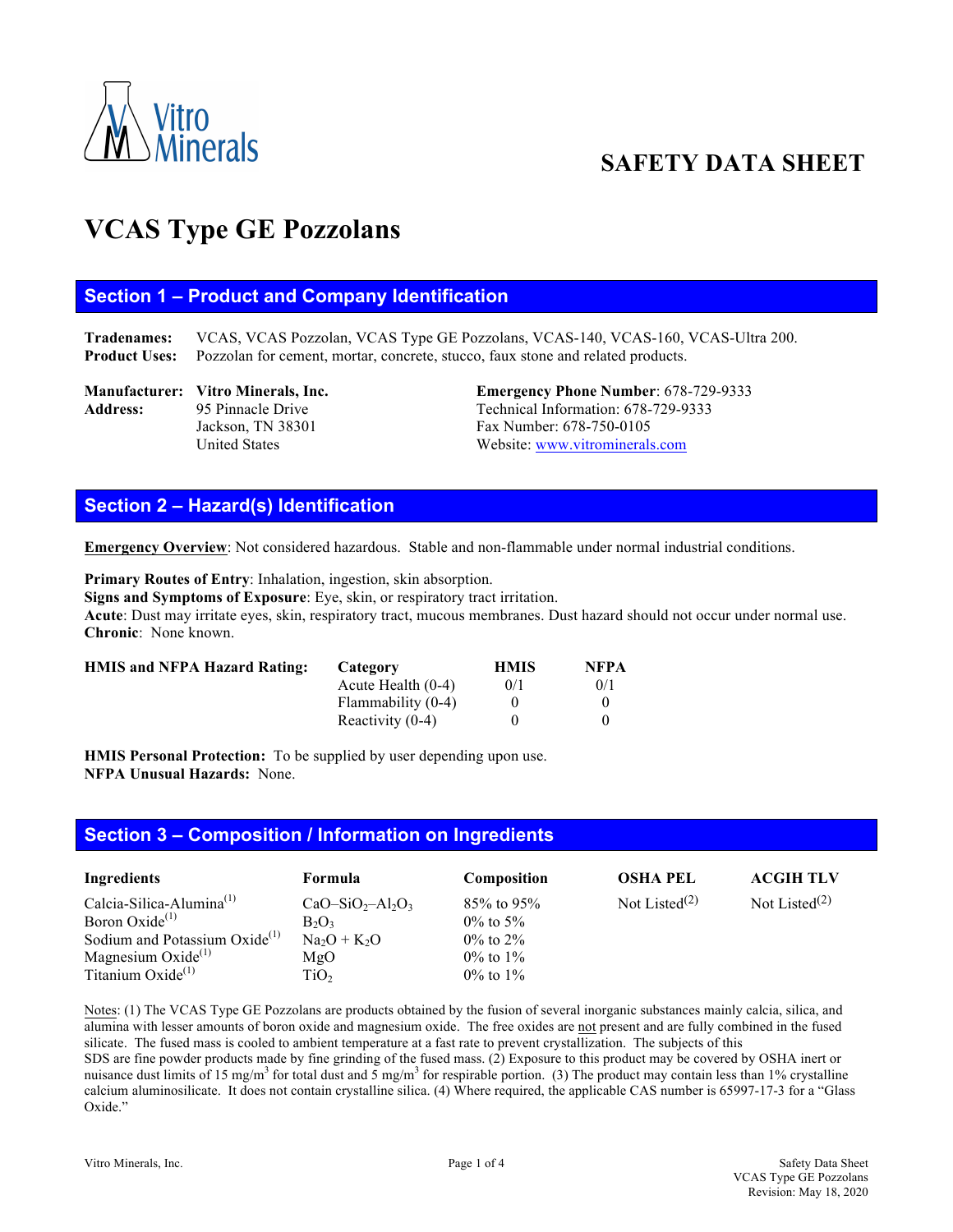Vitro Minerals

# SAFETY DATA SHEET

# VCAS Type GE Pozzolans

## Section 1 – Product and Company Identification

**Tradenames:** VCAS, VCAS Pozzolan, VCAS Type GE Pozzolans, VCAS-140, VCAS-160, VCAS-Ultra 200.
**Product Uses:** Pozzolan for cement, mortar, concrete, stucco, faux stone and related products.

**Manufacturer:** **Vitro Minerals, Inc.**
**Address:** 95 Pinnacle Drive
Jackson, TN 38301
United States

**Emergency Phone Number**: 678-729-9333
Technical Information: 678-729-9333
Fax Number: 678-750-0105
Website: www.vitrominerals.com

## Section 2 – Hazard(s) Identification

**Emergency Overview**: Not considered hazardous. Stable and non-flammable under normal industrial conditions.

**Primary Routes of Entry**: Inhalation, ingestion, skin absorption.
**Signs and Symptoms of Exposure**: Eye, skin, or respiratory tract irritation.
**Acute**: Dust may irritate eyes, skin, respiratory tract, mucous membranes. Dust hazard should not occur under normal use.
**Chronic**: None known.

**HMIS and NFPA Hazard Rating:**

| Category | HMIS | NFPA |
|---|---|---|
| Acute Health (0-4) | 0/1 | 0/1 |
| Flammability (0-4) | 0 | 0 |
| Reactivity (0-4) | 0 | 0 |

**HMIS Personal Protection:** To be supplied by user depending upon use.
**NFPA Unusual Hazards:** None.

## Section 3 – Composition / Information on Ingredients

| Ingredients | Formula | Composition | OSHA PEL | ACGIH TLV |
|---|---|---|---|---|
| Calcia-Silica-Alumina[1] | $CaO–SiO_2–Al_2O_3$ | 85% to 95% | Not Listed[2] | Not Listed[2] |
| Boron Oxide[1] | $B_2O_3$ | 0% to 5% | | |
| Sodium and Potassium Oxide[1] | $Na_2O + K_2O$ | 0% to 2% | | |
| Magnesium Oxide[1] | $MgO$ | 0% to 1% | | |
| Titanium Oxide[1] | $TiO_2$ | 0% to 1% | | |

Notes: (1) The VCAS Type GE Pozzolans are products obtained by the fusion of several inorganic substances mainly calcia, silica, and alumina with lesser amounts of boron oxide and magnesium oxide. The free oxides are not present and are fully combined in the fused silicate. The fused mass is cooled to ambient temperature at a fast rate to prevent crystallization. The subjects of this SDS are fine powder products made by fine grinding of the fused mass. (2) Exposure to this product may be covered by OSHA inert or nuisance dust limits of 15 mg/m$^3$ for total dust and 5 mg/m$^3$ for respirable portion. (3) The product may contain less than 1% crystalline calcium aluminosilicate. It does not contain crystalline silica. (4) Where required, the applicable CAS number is 65997-17-3 for a "Glass Oxide."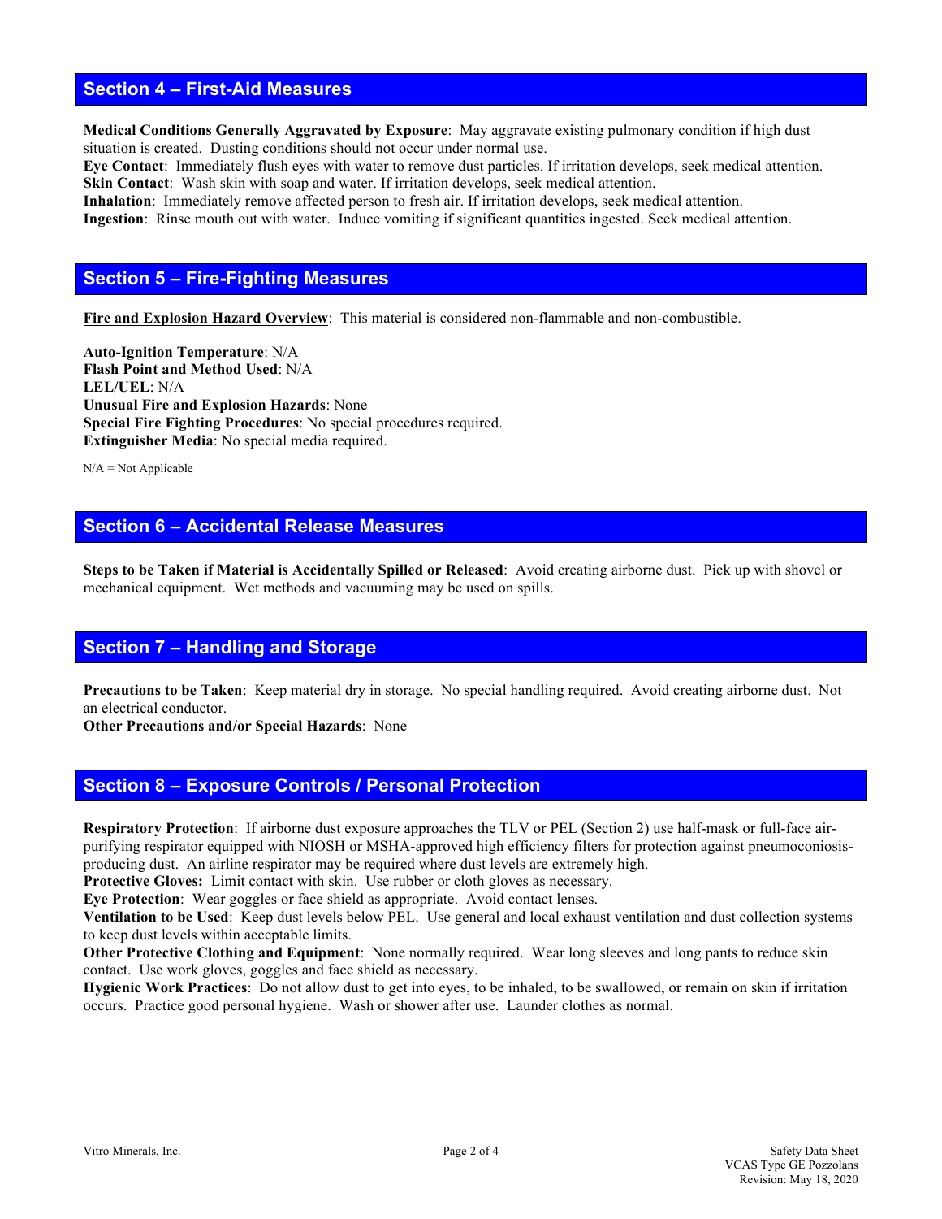## Section 4 – First-Aid Measures

**Medical Conditions Generally Aggravated by Exposure**: May aggravate existing pulmonary condition if high dust situation is created. Dusting conditions should not occur under normal use.
**Eye Contact**: Immediately flush eyes with water to remove dust particles. If irritation develops, seek medical attention.
**Skin Contact**: Wash skin with soap and water. If irritation develops, seek medical attention.
**Inhalation**: Immediately remove affected person to fresh air. If irritation develops, seek medical attention.
**Ingestion**: Rinse mouth out with water. Induce vomiting if significant quantities ingested. Seek medical attention.

## Section 5 – Fire-Fighting Measures

**Fire and Explosion Hazard Overview**: This material is considered non-flammable and non-combustible.

**Auto-Ignition Temperature**: N/A
**Flash Point and Method Used**: N/A
**LEL/UEL**: N/A
**Unusual Fire and Explosion Hazards**: None
**Special Fire Fighting Procedures**: No special procedures required.
**Extinguisher Media**: No special media required.

N/A = Not Applicable

## Section 6 – Accidental Release Measures

**Steps to be Taken if Material is Accidentally Spilled or Released**: Avoid creating airborne dust. Pick up with shovel or mechanical equipment. Wet methods and vacuuming may be used on spills.

## Section 7 – Handling and Storage

**Precautions to be Taken**: Keep material dry in storage. No special handling required. Avoid creating airborne dust. Not an electrical conductor.
**Other Precautions and/or Special Hazards**: None

## Section 8 – Exposure Controls / Personal Protection

**Respiratory Protection**: If airborne dust exposure approaches the TLV or PEL (Section 2) use half-mask or full-face air-purifying respirator equipped with NIOSH or MSHA-approved high efficiency filters for protection against pneumoconiosis-producing dust. An airline respirator may be required where dust levels are extremely high.
**Protective Gloves:** Limit contact with skin. Use rubber or cloth gloves as necessary.
**Eye Protection**: Wear goggles or face shield as appropriate. Avoid contact lenses.
**Ventilation to be Used**: Keep dust levels below PEL. Use general and local exhaust ventilation and dust collection systems to keep dust levels within acceptable limits.
**Other Protective Clothing and Equipment**: None normally required. Wear long sleeves and long pants to reduce skin contact. Use work gloves, goggles and face shield as necessary.
**Hygienic Work Practices**: Do not allow dust to get into eyes, to be inhaled, to be swallowed, or remain on skin if irritation occurs. Practice good personal hygiene. Wash or shower after use. Launder clothes as normal.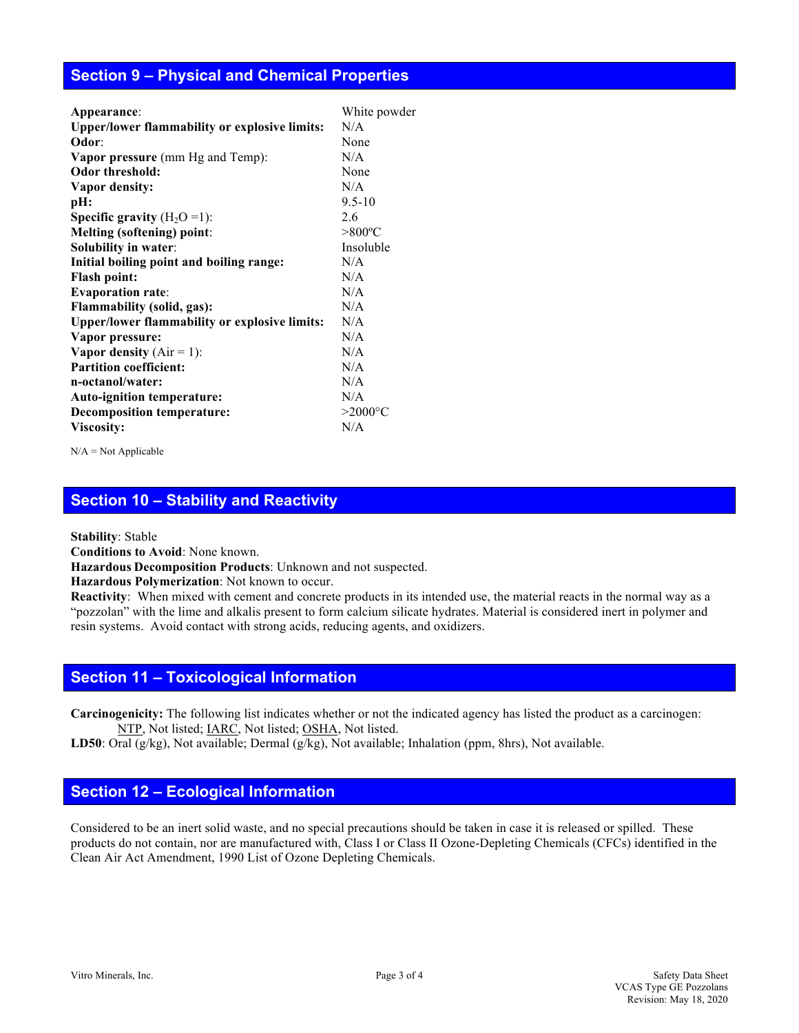## Section 9 – Physical and Chemical Properties

| | |
|---|---|
| **Appearance**: | White powder |
| **Upper/lower flammability or explosive limits:** | N/A |
| **Odor**: | None |
| **Vapor pressure** (mm Hg and Temp): | N/A |
| **Odor threshold:** | None |
| **Vapor density:** | N/A |
| **pH:** | 9.5-10 |
| **Specific gravity** ($H_2O$ =1): | 2.6 |
| **Melting (softening) point**: | >800ºC |
| **Solubility in water**: | Insoluble |
| **Initial boiling point and boiling range:** | N/A |
| **Flash point:** | N/A |
| **Evaporation rate**: | N/A |
| **Flammability (solid, gas):** | N/A |
| **Upper/lower flammability or explosive limits:** | N/A |
| **Vapor pressure:** | N/A |
| **Vapor density** (Air = 1): | N/A |
| **Partition coefficient:** | N/A |
| **n-octanol/water:** | N/A |
| **Auto-ignition temperature:** | N/A |
| **Decomposition temperature:** | >2000°C |
| **Viscosity:** | N/A |

N/A = Not Applicable

## Section 10 – Stability and Reactivity

**Stability**: Stable
**Conditions to Avoid**: None known.
**Hazardous Decomposition Products**: Unknown and not suspected.
**Hazardous Polymerization**: Not known to occur.
**Reactivity**: When mixed with cement and concrete products in its intended use, the material reacts in the normal way as a "pozzolan" with the lime and alkalis present to form calcium silicate hydrates. Material is considered inert in polymer and resin systems. Avoid contact with strong acids, reducing agents, and oxidizers.

## Section 11 – Toxicological Information

**Carcinogenicity:** The following list indicates whether or not the indicated agency has listed the product as a carcinogen: NTP, Not listed; IARC, Not listed; OSHA, Not listed.
**LD50**: Oral (g/kg), Not available; Dermal (g/kg), Not available; Inhalation (ppm, 8hrs), Not available.

## Section 12 – Ecological Information

Considered to be an inert solid waste, and no special precautions should be taken in case it is released or spilled. These products do not contain, nor are manufactured with, Class I or Class II Ozone-Depleting Chemicals (CFCs) identified in the Clean Air Act Amendment, 1990 List of Ozone Depleting Chemicals.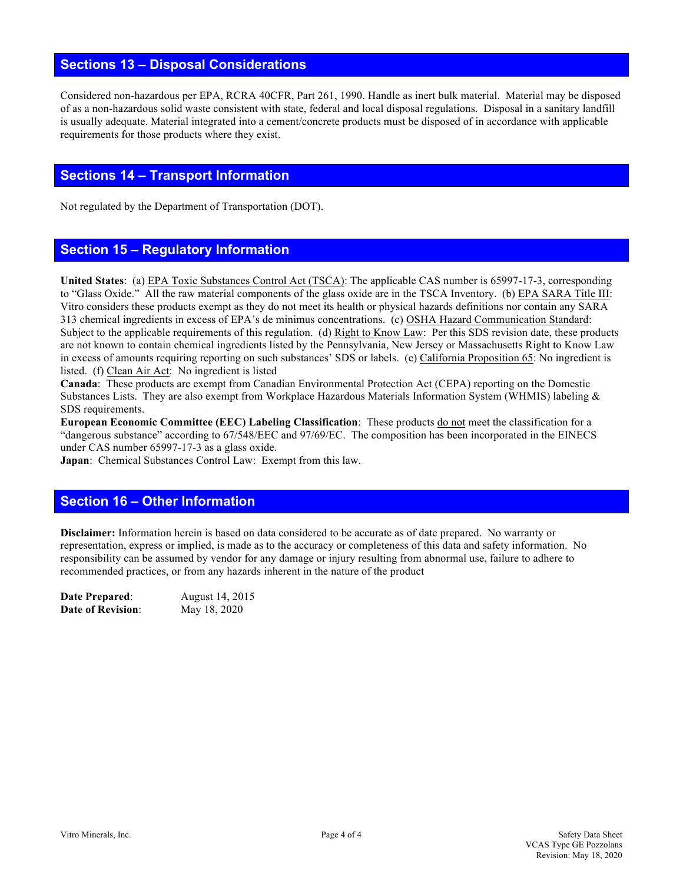## Sections 13 – Disposal Considerations

Considered non-hazardous per EPA, RCRA 40CFR, Part 261, 1990. Handle as inert bulk material. Material may be disposed of as a non-hazardous solid waste consistent with state, federal and local disposal regulations. Disposal in a sanitary landfill is usually adequate. Material integrated into a cement/concrete products must be disposed of in accordance with applicable requirements for those products where they exist.

## Sections 14 – Transport Information

Not regulated by the Department of Transportation (DOT).

## Section 15 – Regulatory Information

**United States**: (a) EPA Toxic Substances Control Act (TSCA): The applicable CAS number is 65997-17-3, corresponding to "Glass Oxide." All the raw material components of the glass oxide are in the TSCA Inventory. (b) EPA SARA Title III: Vitro considers these products exempt as they do not meet its health or physical hazards definitions nor contain any SARA 313 chemical ingredients in excess of EPA's de minimus concentrations. (c) OSHA Hazard Communication Standard: Subject to the applicable requirements of this regulation. (d) Right to Know Law: Per this SDS revision date, these products are not known to contain chemical ingredients listed by the Pennsylvania, New Jersey or Massachusetts Right to Know Law in excess of amounts requiring reporting on such substances' SDS or labels. (e) California Proposition 65: No ingredient is listed. (f) Clean Air Act: No ingredient is listed

**Canada**: These products are exempt from Canadian Environmental Protection Act (CEPA) reporting on the Domestic Substances Lists. They are also exempt from Workplace Hazardous Materials Information System (WHMIS) labeling & SDS requirements.

**European Economic Committee (EEC) Labeling Classification**: These products do not meet the classification for a "dangerous substance" according to 67/548/EEC and 97/69/EC. The composition has been incorporated in the EINECS under CAS number 65997-17-3 as a glass oxide.

**Japan**: Chemical Substances Control Law: Exempt from this law.

## Section 16 – Other Information

**Disclaimer:** Information herein is based on data considered to be accurate as of date prepared. No warranty or representation, express or implied, is made as to the accuracy or completeness of this data and safety information. No responsibility can be assumed by vendor for any damage or injury resulting from abnormal use, failure to adhere to recommended practices, or from any hazards inherent in the nature of the product

**Date Prepared**: August 14, 2015
**Date of Revision**: May 18, 2020